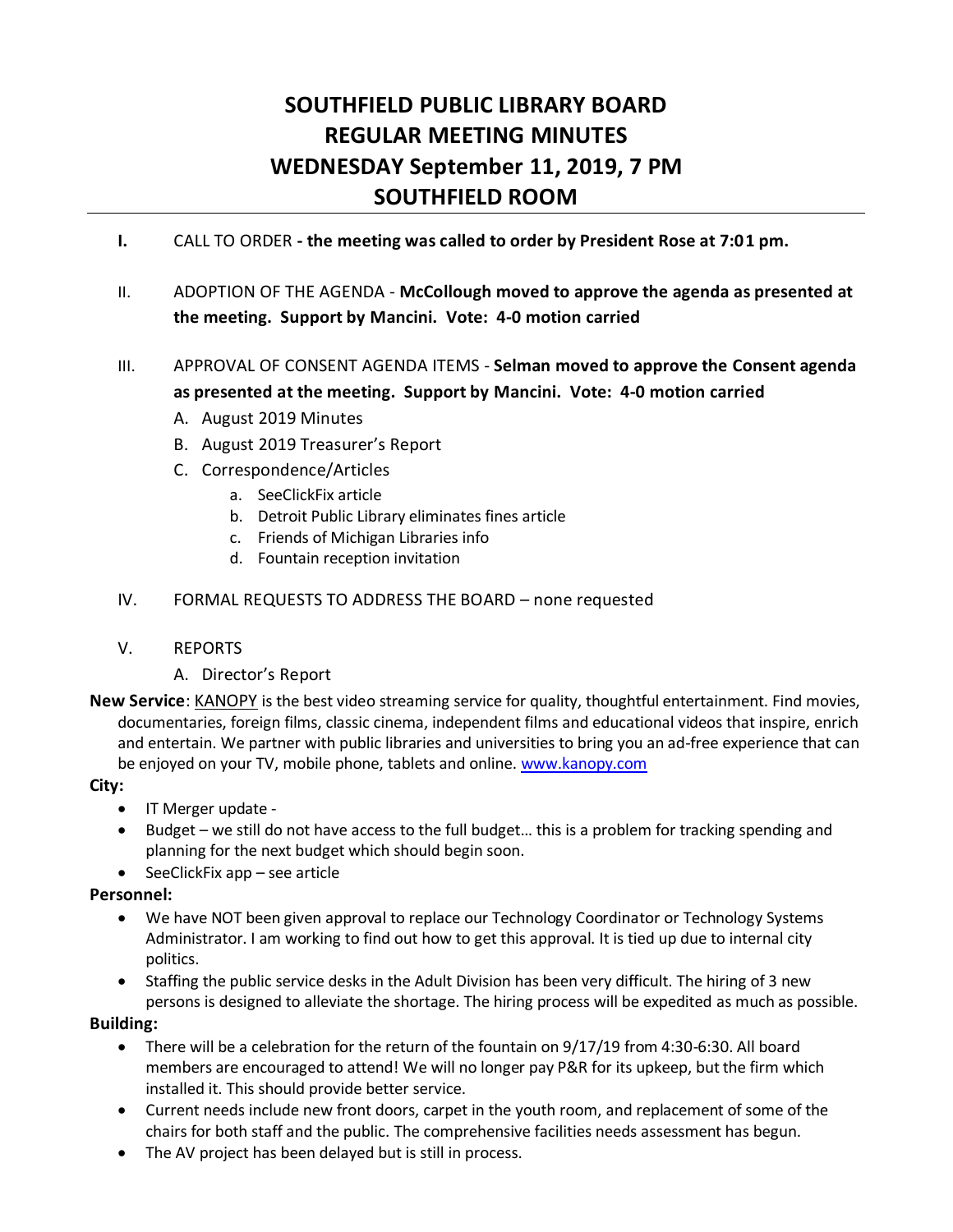# SOUTHFIELD PUBLIC LIBRARY BOARD
# REGULAR MEETING MINUTES
# WEDNESDAY September 11, 2019, 7 PM
# SOUTHFIELD ROOM

**I.** CALL TO ORDER **- the meeting was called to order by President Rose at 7:01 pm.**

II. ADOPTION OF THE AGENDA - **McCollough moved to approve the agenda as presented at the meeting. Support by Mancini. Vote: 4-0 motion carried**

III. APPROVAL OF CONSENT AGENDA ITEMS - **Selman moved to approve the Consent agenda as presented at the meeting. Support by Mancini. Vote: 4-0 motion carried**

A. August 2019 Minutes
B. August 2019 Treasurer's Report
C. Correspondence/Articles
   a. SeeClickFix article
   b. Detroit Public Library eliminates fines article
   c. Friends of Michigan Libraries info
   d. Fountain reception invitation

IV. FORMAL REQUESTS TO ADDRESS THE BOARD – none requested

V. REPORTS

A. Director's Report

**New Service**: KANOPY is the best video streaming service for quality, thoughtful entertainment. Find movies, documentaries, foreign films, classic cinema, independent films and educational videos that inspire, enrich and entertain. We partner with public libraries and universities to bring you an ad-free experience that can be enjoyed on your TV, mobile phone, tablets and online. [www.kanopy.com](http://www.kanopy.com)

**City:**

- IT Merger update -
- Budget – we still do not have access to the full budget… this is a problem for tracking spending and planning for the next budget which should begin soon.
- SeeClickFix app – see article

**Personnel:**

- We have NOT been given approval to replace our Technology Coordinator or Technology Systems Administrator. I am working to find out how to get this approval. It is tied up due to internal city politics.
- Staffing the public service desks in the Adult Division has been very difficult. The hiring of 3 new persons is designed to alleviate the shortage. The hiring process will be expedited as much as possible.

**Building:**

- There will be a celebration for the return of the fountain on 9/17/19 from 4:30-6:30. All board members are encouraged to attend! We will no longer pay P&R for its upkeep, but the firm which installed it. This should provide better service.
- Current needs include new front doors, carpet in the youth room, and replacement of some of the chairs for both staff and the public. The comprehensive facilities needs assessment has begun.
- The AV project has been delayed but is still in process.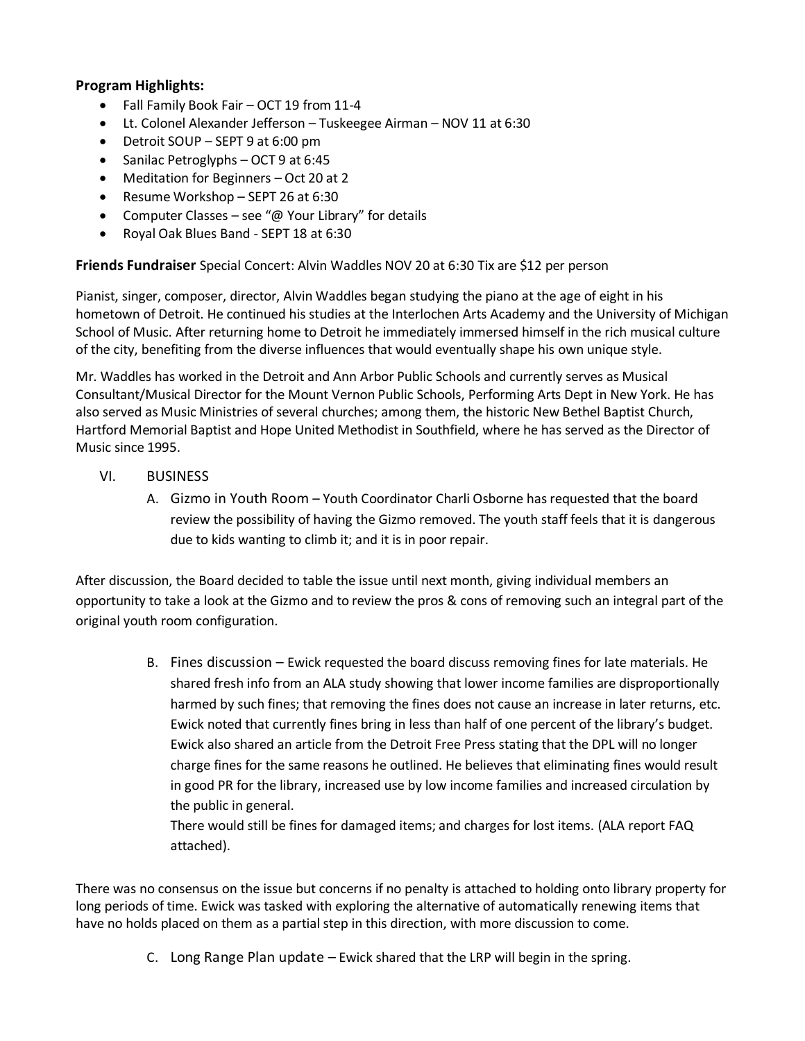**Program Highlights:**

- Fall Family Book Fair – OCT 19 from 11-4
- Lt. Colonel Alexander Jefferson – Tuskeegee Airman – NOV 11 at 6:30
- Detroit SOUP – SEPT 9 at 6:00 pm
- Sanilac Petroglyphs – OCT 9 at 6:45
- Meditation for Beginners – Oct 20 at 2
- Resume Workshop – SEPT 26 at 6:30
- Computer Classes – see "@ Your Library" for details
- Royal Oak Blues Band - SEPT 18 at 6:30

**Friends Fundraiser** Special Concert: Alvin Waddles NOV 20 at 6:30 Tix are $12 per person

Pianist, singer, composer, director, Alvin Waddles began studying the piano at the age of eight in his hometown of Detroit. He continued his studies at the Interlochen Arts Academy and the University of Michigan School of Music. After returning home to Detroit he immediately immersed himself in the rich musical culture of the city, benefiting from the diverse influences that would eventually shape his own unique style.

Mr. Waddles has worked in the Detroit and Ann Arbor Public Schools and currently serves as Musical Consultant/Musical Director for the Mount Vernon Public Schools, Performing Arts Dept in New York. He has also served as Music Ministries of several churches; among them, the historic New Bethel Baptist Church, Hartford Memorial Baptist and Hope United Methodist in Southfield, where he has served as the Director of Music since 1995.

VI. BUSINESS

A. Gizmo in Youth Room – Youth Coordinator Charli Osborne has requested that the board review the possibility of having the Gizmo removed. The youth staff feels that it is dangerous due to kids wanting to climb it; and it is in poor repair.

After discussion, the Board decided to table the issue until next month, giving individual members an opportunity to take a look at the Gizmo and to review the pros & cons of removing such an integral part of the original youth room configuration.

B. Fines discussion – Ewick requested the board discuss removing fines for late materials. He shared fresh info from an ALA study showing that lower income families are disproportionally harmed by such fines; that removing the fines does not cause an increase in later returns, etc. Ewick noted that currently fines bring in less than half of one percent of the library's budget. Ewick also shared an article from the Detroit Free Press stating that the DPL will no longer charge fines for the same reasons he outlined. He believes that eliminating fines would result in good PR for the library, increased use by low income families and increased circulation by the public in general.
There would still be fines for damaged items; and charges for lost items. (ALA report FAQ attached).

There was no consensus on the issue but concerns if no penalty is attached to holding onto library property for long periods of time. Ewick was tasked with exploring the alternative of automatically renewing items that have no holds placed on them as a partial step in this direction, with more discussion to come.

C. Long Range Plan update – Ewick shared that the LRP will begin in the spring.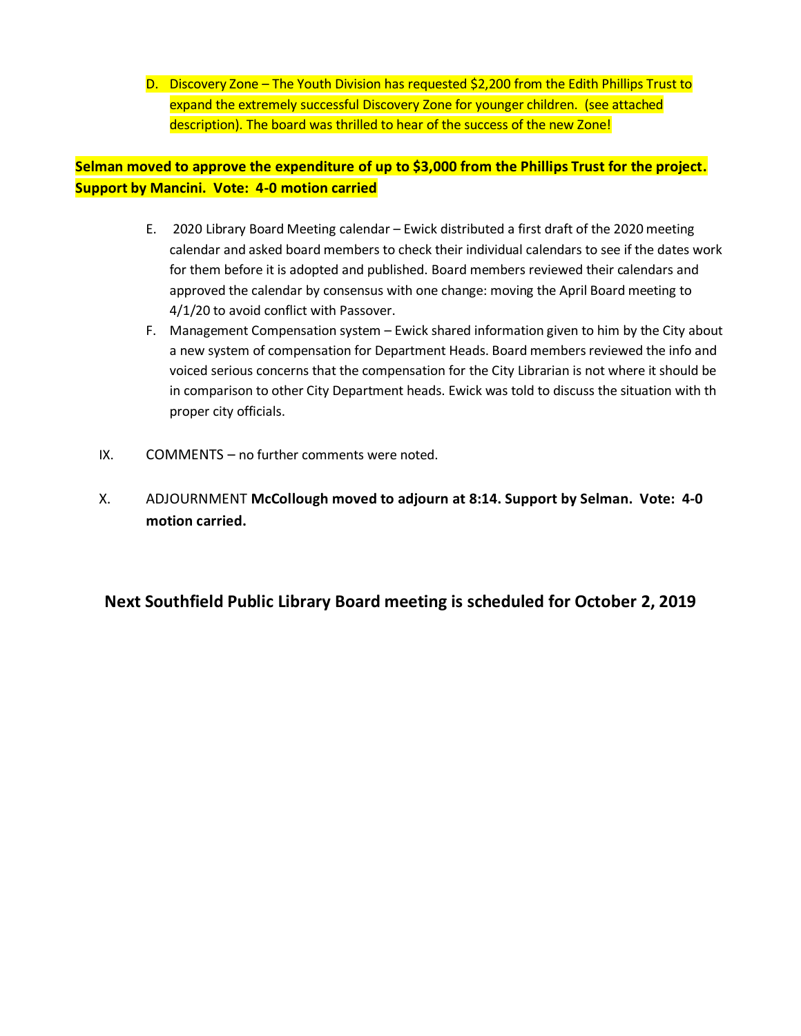D. Discovery Zone – The Youth Division has requested $2,200 from the Edith Phillips Trust to expand the extremely successful Discovery Zone for younger children. (see attached description). The board was thrilled to hear of the success of the new Zone!

**Selman moved to approve the expenditure of up to $3,000 from the Phillips Trust for the project. Support by Mancini. Vote: 4-0 motion carried**

E. 2020 Library Board Meeting calendar – Ewick distributed a first draft of the 2020 meeting calendar and asked board members to check their individual calendars to see if the dates work for them before it is adopted and published. Board members reviewed their calendars and approved the calendar by consensus with one change: moving the April Board meeting to 4/1/20 to avoid conflict with Passover.

F. Management Compensation system – Ewick shared information given to him by the City about a new system of compensation for Department Heads. Board members reviewed the info and voiced serious concerns that the compensation for the City Librarian is not where it should be in comparison to other City Department heads. Ewick was told to discuss the situation with th proper city officials.

IX. COMMENTS – no further comments were noted.

X. ADJOURNMENT **McCollough moved to adjourn at 8:14. Support by Selman. Vote: 4-0 motion carried.**

**Next Southfield Public Library Board meeting is scheduled for October 2, 2019**